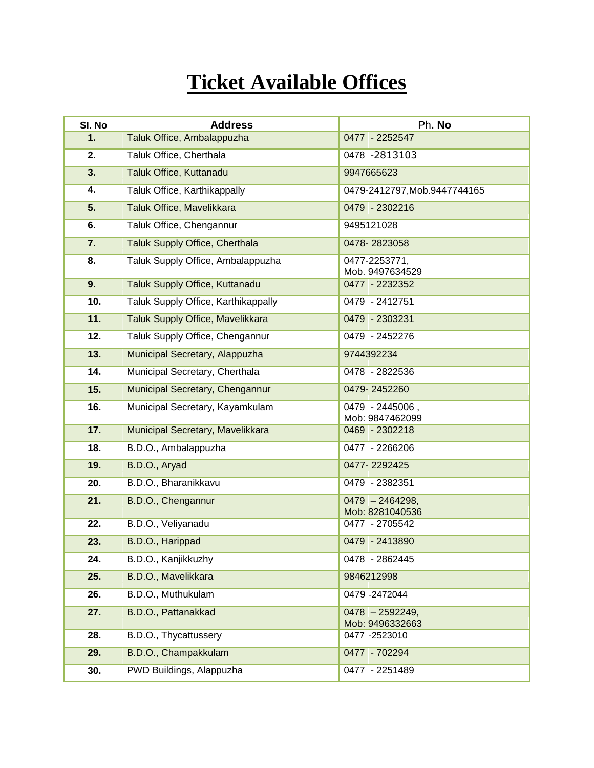# Ticket Available Offices

| Sl. No | Address | Ph. No |
|---|---|---|
| 1. | Taluk Office, Ambalappuzha | 0477 - 2252547 |
| 2. | Taluk Office, Cherthala | 0478 -2813103 |
| 3. | Taluk Office, Kuttanadu | 9947665623 |
| 4. | Taluk Office, Karthikappally | 0479-2412797,Mob.9447744165 |
| 5. | Taluk Office, Mavelikkara | 0479 - 2302216 |
| 6. | Taluk Office, Chengannur | 9495121028 |
| 7. | Taluk Supply Office, Cherthala | 0478- 2823058 |
| 8. | Taluk Supply Office, Ambalappuzha | 0477-2253771, Mob. 9497634529 |
| 9. | Taluk Supply Office, Kuttanadu | 0477 - 2232352 |
| 10. | Taluk Supply Office, Karthikappally | 0479 - 2412751 |
| 11. | Taluk Supply Office, Mavelikkara | 0479 - 2303231 |
| 12. | Taluk Supply Office, Chengannur | 0479 - 2452276 |
| 13. | Municipal Secretary, Alappuzha | 9744392234 |
| 14. | Municipal Secretary, Cherthala | 0478 - 2822536 |
| 15. | Municipal Secretary, Chengannur | 0479- 2452260 |
| 16. | Municipal Secretary, Kayamkulam | 0479 - 2445006 , Mob: 9847462099 |
| 17. | Municipal Secretary, Mavelikkara | 0469 - 2302218 |
| 18. | B.D.O., Ambalappuzha | 0477 - 2266206 |
| 19. | B.D.O., Aryad | 0477- 2292425 |
| 20. | B.D.O., Bharanikkavu | 0479 - 2382351 |
| 21. | B.D.O., Chengannur | 0479 – 2464298, Mob: 8281040536 |
| 22. | B.D.O., Veliyanadu | 0477 - 2705542 |
| 23. | B.D.O., Harippad | 0479 - 2413890 |
| 24. | B.D.O., Kanjikkuzhy | 0478 - 2862445 |
| 25. | B.D.O., Mavelikkara | 9846212998 |
| 26. | B.D.O., Muthukulam | 0479 -2472044 |
| 27. | B.D.O., Pattanakkad | 0478 – 2592249, Mob: 9496332663 |
| 28. | B.D.O., Thycattussery | 0477 -2523010 |
| 29. | B.D.O., Champakkulam | 0477 - 702294 |
| 30. | PWD Buildings, Alappuzha | 0477 - 2251489 |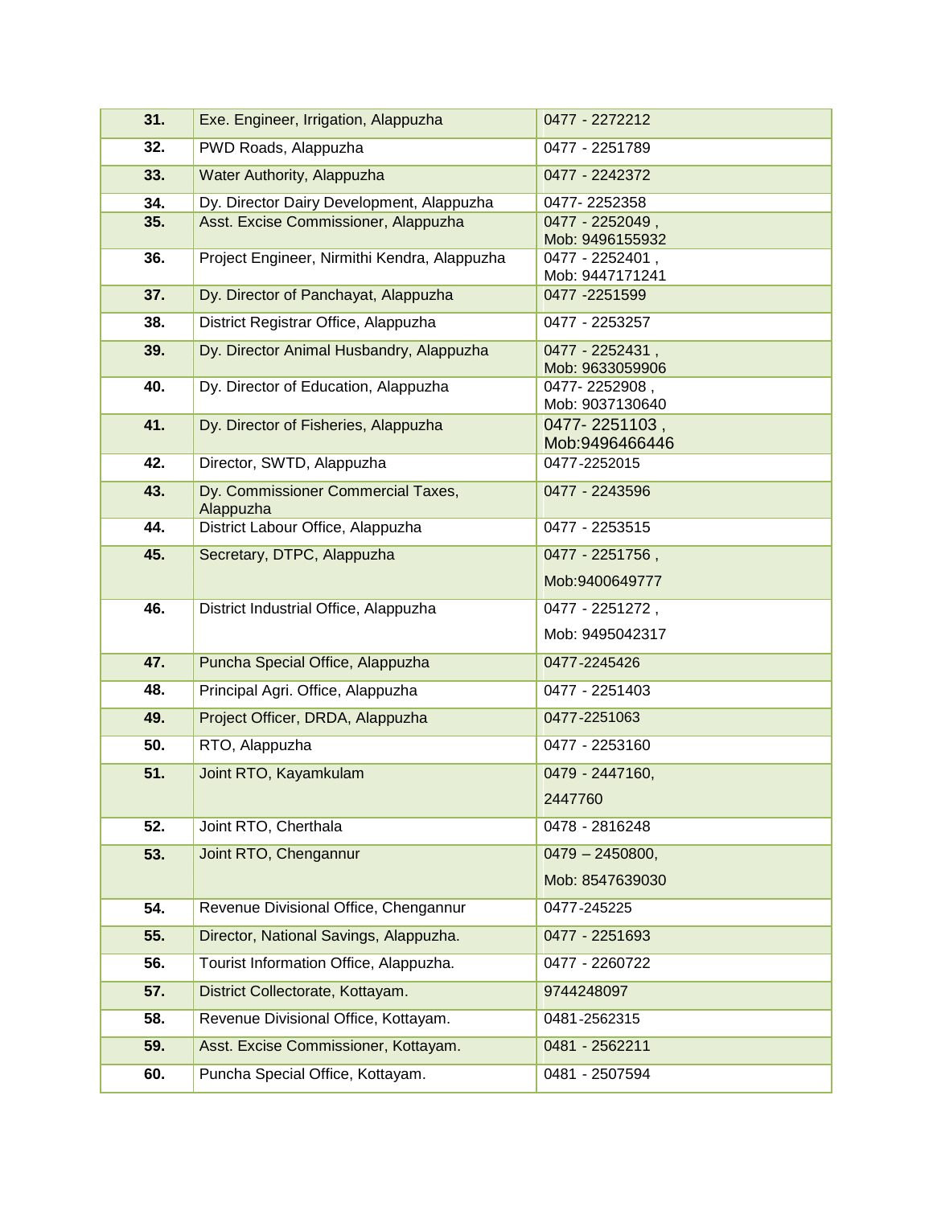| **31.** | Exe. Engineer, Irrigation, Alappuzha | 0477 - 2272212 |
|---|---|---|
| **32.** | PWD Roads, Alappuzha | 0477 - 2251789 |
| **33.** | Water Authority, Alappuzha | 0477 - 2242372 |
| **34.** | Dy. Director Dairy Development, Alappuzha | 0477- 2252358 |
| **35.** | Asst. Excise Commissioner, Alappuzha | 0477 - 2252049 , Mob: 9496155932 |
| **36.** | Project Engineer, Nirmithi Kendra, Alappuzha | 0477 - 2252401 , Mob: 9447171241 |
| **37.** | Dy. Director of Panchayat, Alappuzha | 0477 -2251599 |
| **38.** | District Registrar Office, Alappuzha | 0477 - 2253257 |
| **39.** | Dy. Director Animal Husbandry, Alappuzha | 0477 - 2252431 , Mob: 9633059906 |
| **40.** | Dy. Director of Education, Alappuzha | 0477- 2252908 , Mob: 9037130640 |
| **41.** | Dy. Director of Fisheries, Alappuzha | 0477- 2251103 , Mob:9496466446 |
| **42.** | Director, SWTD, Alappuzha | 0477-2252015 |
| **43.** | Dy. Commissioner Commercial Taxes, Alappuzha | 0477 - 2243596 |
| **44.** | District Labour Office, Alappuzha | 0477 - 2253515 |
| **45.** | Secretary, DTPC, Alappuzha | 0477 - 2251756 , Mob:9400649777 |
| **46.** | District Industrial Office, Alappuzha | 0477 - 2251272 , Mob: 9495042317 |
| **47.** | Puncha Special Office, Alappuzha | 0477-2245426 |
| **48.** | Principal Agri. Office, Alappuzha | 0477 - 2251403 |
| **49.** | Project Officer, DRDA, Alappuzha | 0477-2251063 |
| **50.** | RTO, Alappuzha | 0477 - 2253160 |
| **51.** | Joint RTO, Kayamkulam | 0479 - 2447160, 2447760 |
| **52.** | Joint RTO, Cherthala | 0478 - 2816248 |
| **53.** | Joint RTO, Chengannur | 0479 – 2450800, Mob: 8547639030 |
| **54.** | Revenue Divisional Office, Chengannur | 0477-245225 |
| **55.** | Director, National Savings, Alappuzha. | 0477 - 2251693 |
| **56.** | Tourist Information Office, Alappuzha. | 0477 - 2260722 |
| **57.** | District Collectorate, Kottayam. | 9744248097 |
| **58.** | Revenue Divisional Office, Kottayam. | 0481-2562315 |
| **59.** | Asst. Excise Commissioner, Kottayam. | 0481 - 2562211 |
| **60.** | Puncha Special Office, Kottayam. | 0481 - 2507594 |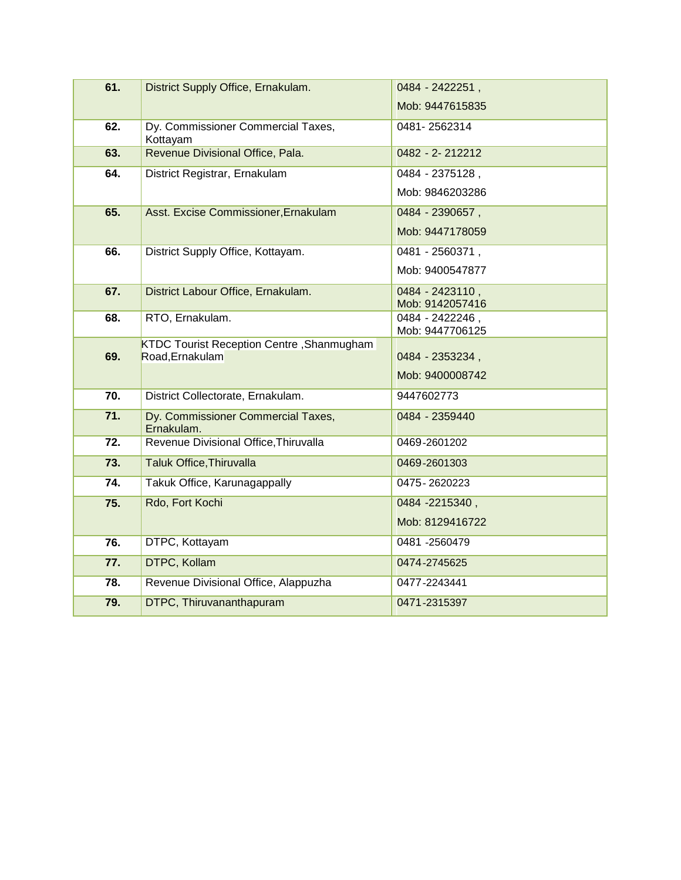| | | |
|---|---|---|
| **61.** | District Supply Office, Ernakulam. | 0484 - 2422251 , Mob: 9447615835 |
| **62.** | Dy. Commissioner Commercial Taxes, Kottayam | 0481- 2562314 |
| **63.** | Revenue Divisional Office, Pala. | 0482 - 2- 212212 |
| **64.** | District Registrar, Ernakulam | 0484 - 2375128 , Mob: 9846203286 |
| **65.** | Asst. Excise Commissioner,Ernakulam | 0484 - 2390657 , Mob: 9447178059 |
| **66.** | District Supply Office, Kottayam. | 0481 - 2560371 , Mob: 9400547877 |
| **67.** | District Labour Office, Ernakulam. | 0484 - 2423110 , Mob: 9142057416 |
| **68.** | RTO, Ernakulam. | 0484 - 2422246 , Mob: 9447706125 |
| **69.** | KTDC Tourist Reception Centre ,Shanmugham Road,Ernakulam | 0484 - 2353234 , Mob: 9400008742 |
| **70.** | District Collectorate, Ernakulam. | 9447602773 |
| **71.** | Dy. Commissioner Commercial Taxes, Ernakulam. | 0484 - 2359440 |
| **72.** | Revenue Divisional Office,Thiruvalla | 0469-2601202 |
| **73.** | Taluk Office,Thiruvalla | 0469-2601303 |
| **74.** | Takuk Office, Karunagappally | 0475- 2620223 |
| **75.** | Rdo, Fort Kochi | 0484 -2215340 , Mob: 8129416722 |
| **76.** | DTPC, Kottayam | 0481 -2560479 |
| **77.** | DTPC, Kollam | 0474-2745625 |
| **78.** | Revenue Divisional Office, Alappuzha | 0477-2243441 |
| **79.** | DTPC, Thiruvananthapuram | 0471-2315397 |